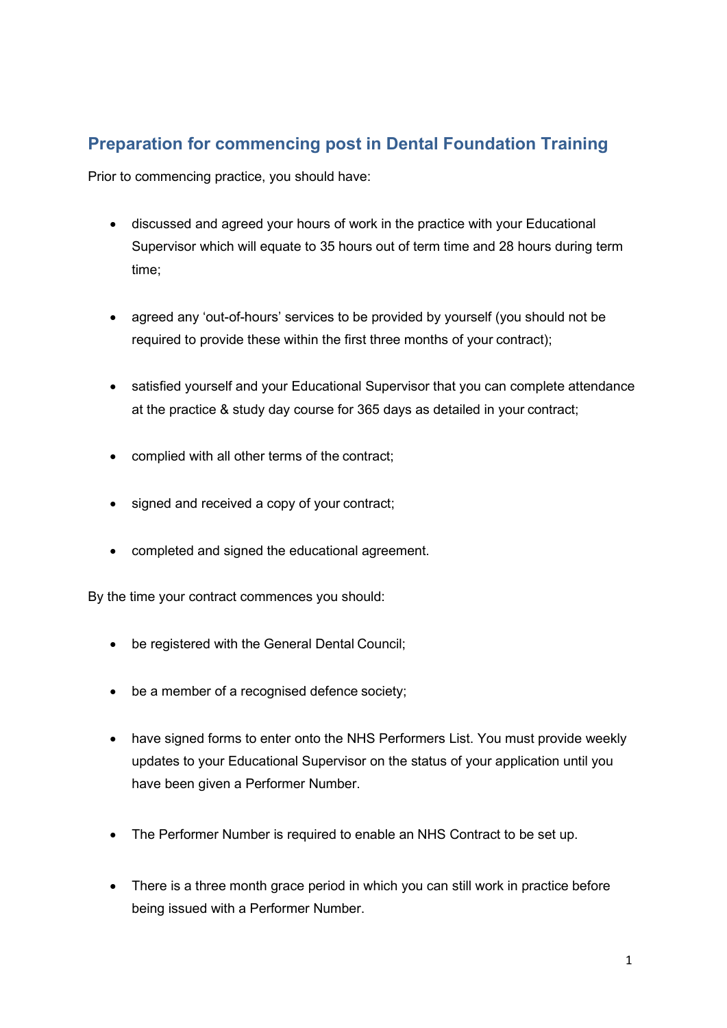## Preparation for commencing post in Dental Foundation Training

Prior to commencing practice, you should have:

- discussed and agreed your hours of work in the practice with your Educational Supervisor which will equate to 35 hours out of term time and 28 hours during term time;
- agreed any 'out-of-hours' services to be provided by yourself (you should not be required to provide these within the first three months of your contract);
- satisfied yourself and your Educational Supervisor that you can complete attendance at the practice & study day course for 365 days as detailed in your contract;
- complied with all other terms of the contract;
- signed and received a copy of your contract;
- completed and signed the educational agreement.

By the time your contract commences you should:

- be registered with the General Dental Council;
- be a member of a recognised defence society;
- have signed forms to enter onto the NHS Performers List. You must provide weekly updates to your Educational Supervisor on the status of your application until you have been given a Performer Number.
- The Performer Number is required to enable an NHS Contract to be set up.
- There is a three month grace period in which you can still work in practice before being issued with a Performer Number.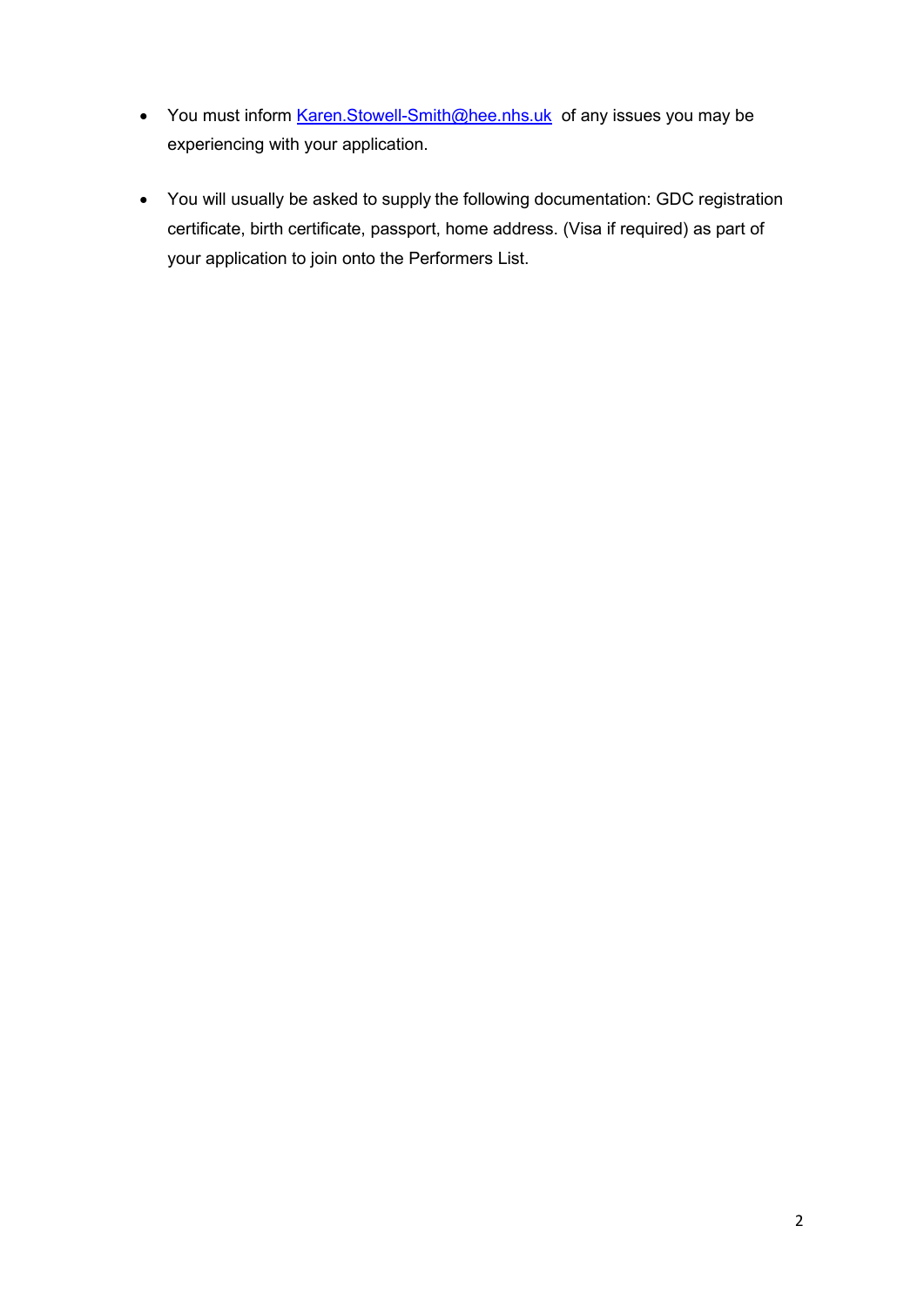- You must inform Karen.Stowell-Smith@hee.nhs.uk of any issues you may be experiencing with your application.

- You will usually be asked to supply the following documentation: GDC registration certificate, birth certificate, passport, home address. (Visa if required) as part of your application to join onto the Performers List.